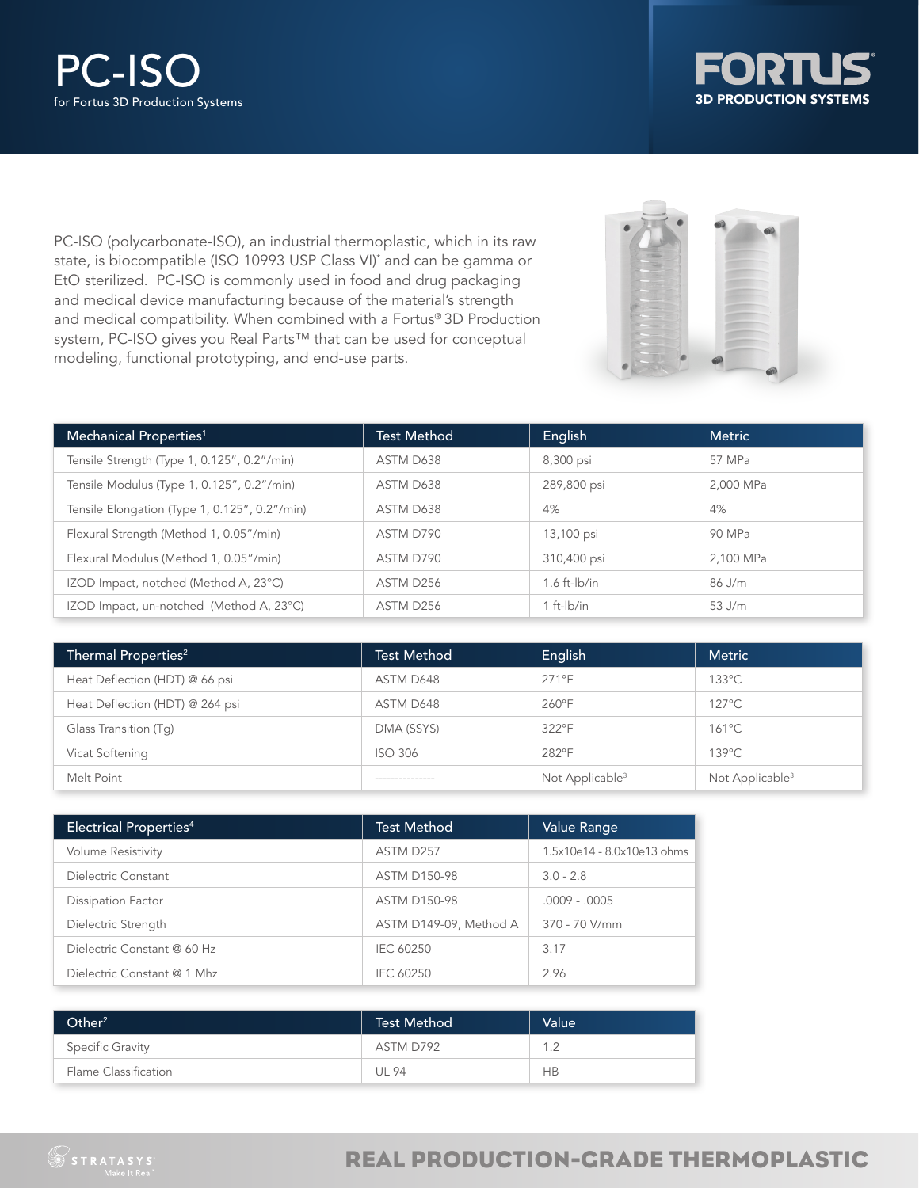# PC-ISO

for Fortus 3D Production Systems

FORTUS 3D PRODUCTION SYSTEMS

PC-ISO (polycarbonate-ISO), an industrial thermoplastic, which in its raw state, is biocompatible (ISO 10993 USP Class VI)* and can be gamma or EtO sterilized. PC-ISO is commonly used in food and drug packaging and medical device manufacturing because of the material's strength and medical compatibility. When combined with a Fortus® 3D Production system, PC-ISO gives you Real Parts™ that can be used for conceptual modeling, functional prototyping, and end-use parts.

| Mechanical Properties[1] | Test Method | English | Metric |
|---|---|---|---|
| Tensile Strength (Type 1, 0.125", 0.2"/min) | ASTM D638 | 8,300 psi | 57 MPa |
| Tensile Modulus (Type 1, 0.125", 0.2"/min) | ASTM D638 | 289,800 psi | 2,000 MPa |
| Tensile Elongation (Type 1, 0.125", 0.2"/min) | ASTM D638 | 4% | 4% |
| Flexural Strength (Method 1, 0.05"/min) | ASTM D790 | 13,100 psi | 90 MPa |
| Flexural Modulus (Method 1, 0.05"/min) | ASTM D790 | 310,400 psi | 2,100 MPa |
| IZOD Impact, notched (Method A, 23°C) | ASTM D256 | 1.6 ft-lb/in | 86 J/m |
| IZOD Impact, un-notched (Method A, 23°C) | ASTM D256 | 1 ft-lb/in | 53 J/m |

| Thermal Properties[2] | Test Method | English | Metric |
|---|---|---|---|
| Heat Deflection (HDT) @ 66 psi | ASTM D648 | 271°F | 133°C |
| Heat Deflection (HDT) @ 264 psi | ASTM D648 | 260°F | 127°C |
| Glass Transition (Tg) | DMA (SSYS) | 322°F | 161°C |
| Vicat Softening | ISO 306 | 282°F | 139°C |
| Melt Point | --------------- | Not Applicable[3] | Not Applicable[3] |

| Electrical Properties[4] | Test Method | Value Range |
|---|---|---|
| Volume Resistivity | ASTM D257 | 1.5x10e14 - 8.0x10e13 ohms |
| Dielectric Constant | ASTM D150-98 | 3.0 - 2.8 |
| Dissipation Factor | ASTM D150-98 | .0009 - .0005 |
| Dielectric Strength | ASTM D149-09, Method A | 370 - 70 V/mm |
| Dielectric Constant @ 60 Hz | IEC 60250 | 3.17 |
| Dielectric Constant @ 1 Mhz | IEC 60250 | 2.96 |

| Other[2] | Test Method | Value |
|---|---|---|
| Specific Gravity | ASTM D792 | 1.2 |
| Flame Classification | UL 94 | HB |

STRATASYS Make It Real™

REAL PRODUCTION-GRADE THERMOPLASTIC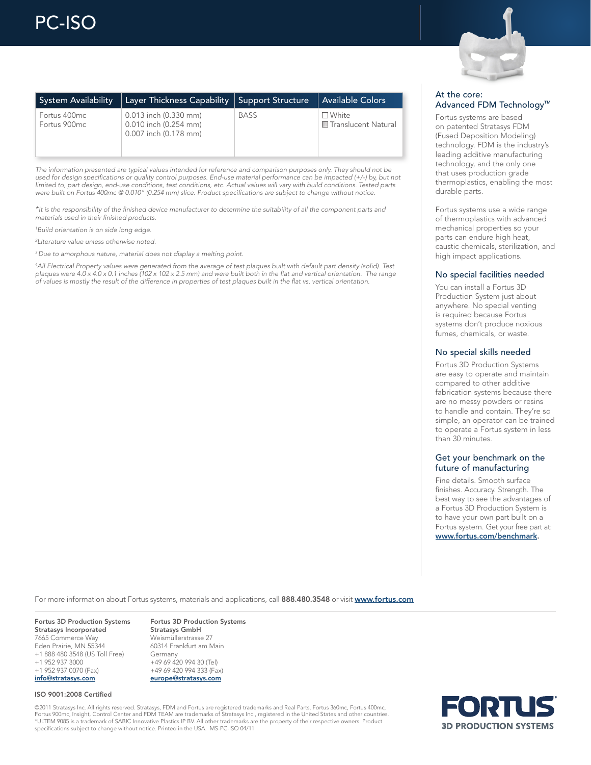# PC-ISO

| System Availability | Layer Thickness Capability | Support Structure | Available Colors |
|---|---|---|---|
| Fortus 400mc<br>Fortus 900mc | 0.013 inch (0.330 mm)<br>0.010 inch (0.254 mm)<br>0.007 inch (0.178 mm) | BASS | ☐ White<br>☐ Translucent Natural |

*The information presented are typical values intended for reference and comparison purposes only. They should not be used for design specifications or quality control purposes. End-use material performance can be impacted (+/-) by, but not limited to, part design, end-use conditions, test conditions, etc. Actual values will vary with build conditions. Tested parts were built on Fortus 400mc @ 0.010" (0.254 mm) slice. Product specifications are subject to change without notice.*

*\*It is the responsibility of the finished device manufacturer to determine the suitability of all the component parts and materials used in their finished products.*

*[1]Build orientation is on side long edge.*

*[2]Literature value unless otherwise noted.*

*[3]Due to amorphous nature, material does not display a melting point.*

*[4]All Electrical Property values were generated from the average of test plaques built with default part density (solid). Test plaques were 4.0 x 4.0 x 0.1 inches (102 x 102 x 2.5 mm) and were built both in the flat and vertical orientation. The range of values is mostly the result of the difference in properties of test plaques built in the flat vs. vertical orientation.*

## At the core: Advanced FDM Technology™

Fortus systems are based on patented Stratasys FDM (Fused Deposition Modeling) technology. FDM is the industry's leading additive manufacturing technology, and the only one that uses production grade thermoplastics, enabling the most durable parts.

Fortus systems use a wide range of thermoplastics with advanced mechanical properties so your parts can endure high heat, caustic chemicals, sterilization, and high impact applications.

## No special facilities needed

You can install a Fortus 3D Production System just about anywhere. No special venting is required because Fortus systems don't produce noxious fumes, chemicals, or waste.

## No special skills needed

Fortus 3D Production Systems are easy to operate and maintain compared to other additive fabrication systems because there are no messy powders or resins to handle and contain. They're so simple, an operator can be trained to operate a Fortus system in less than 30 minutes.

## Get your benchmark on the future of manufacturing

Fine details. Smooth surface finishes. Accuracy. Strength. The best way to see the advantages of a Fortus 3D Production System is to have your own part built on a Fortus system. Get your free part at: **www.fortus.com/benchmark.**

For more information about Fortus systems, materials and applications, call **888.480.3548** or visit **www.fortus.com**

**Fortus 3D Production Systems**
**Stratasys Incorporated**
7665 Commerce Way
Eden Prairie, MN 55344
+1 888 480 3548 (US Toll Free)
+1 952 937 3000
+1 952 937 0070 (Fax)
**info@stratasys.com**

**Fortus 3D Production Systems**
**Stratasys GmbH**
Weismüllerstrasse 27
60314 Frankfurt am Main
Germany
+49 69 420 994 30 (Tel)
+49 69 420 994 333 (Fax)
**europe@stratasys.com**

**ISO 9001:2008 Certified**

©2011 Stratasys Inc. All rights reserved. Stratasys, FDM and Fortus are registered trademarks and Real Parts, Fortus 360mc, Fortus 400mc, Fortus 900mc, Insight, Control Center and FDM TEAM are trademarks of Stratasys Inc., registered in the United States and other countries. \*ULTEM 9085 is a trademark of SABIC Innovative Plastics IP BV. All other trademarks are the property of their respective owners. Product specifications subject to change without notice. Printed in the USA. MS-PC-ISO 04/11

FORTUS 3D PRODUCTION SYSTEMS